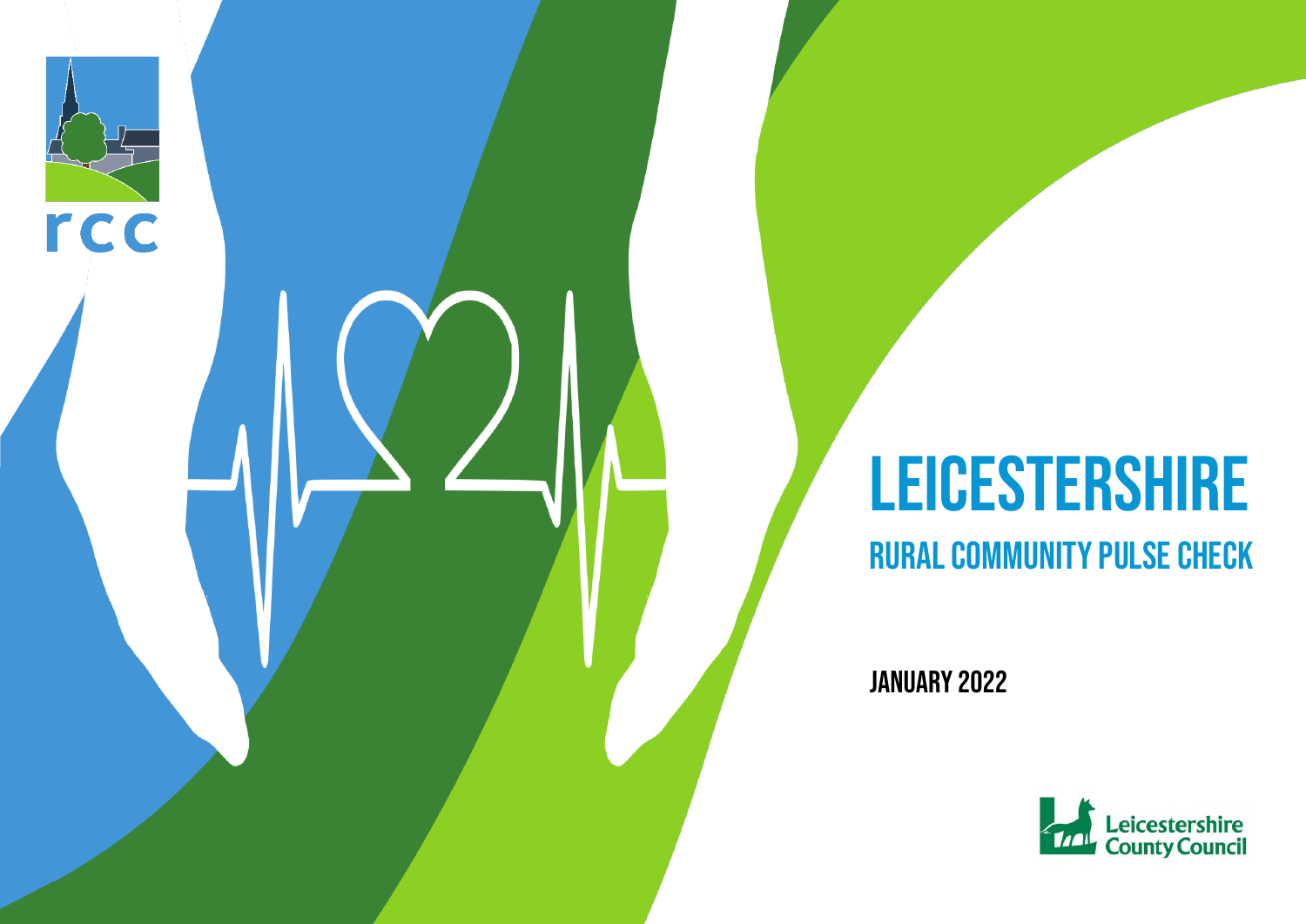rcc

# LEICESTERSHIRE

## RURAL COMMUNITY PULSE CHECK

**JANUARY 2022**

Leicestershire County Council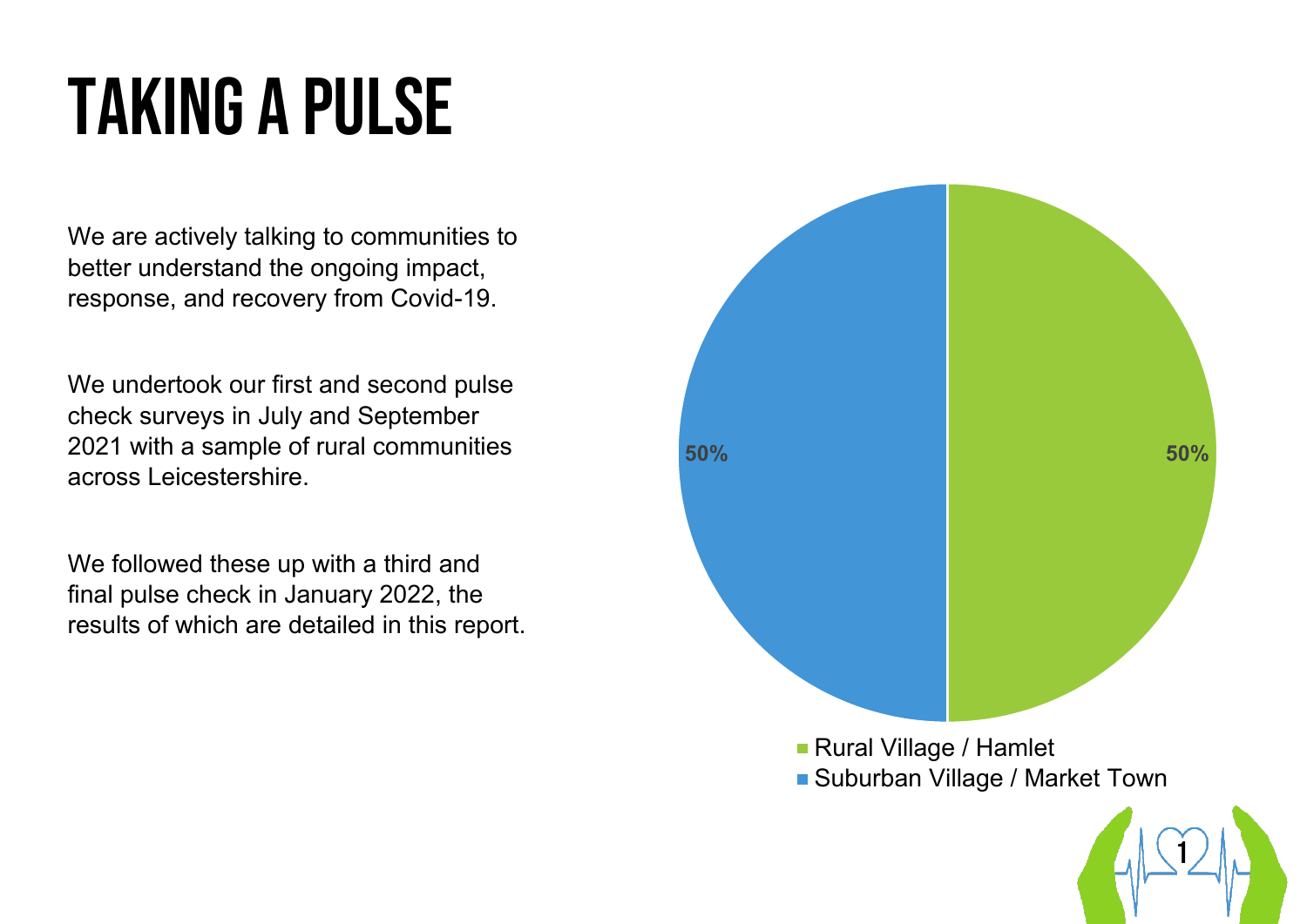# TAKING A PULSE

We are actively talking to communities to better understand the ongoing impact, response, and recovery from Covid-19.

We undertook our first and second pulse check surveys in July and September 2021 with a sample of rural communities across Leicestershire.

We followed these up with a third and final pulse check in January 2022, the results of which are detailed in this report.

| Category | Percentage |
| --- | --- |
| Rural Village / Hamlet | 50% |
| Suburban Village / Market Town | 50% |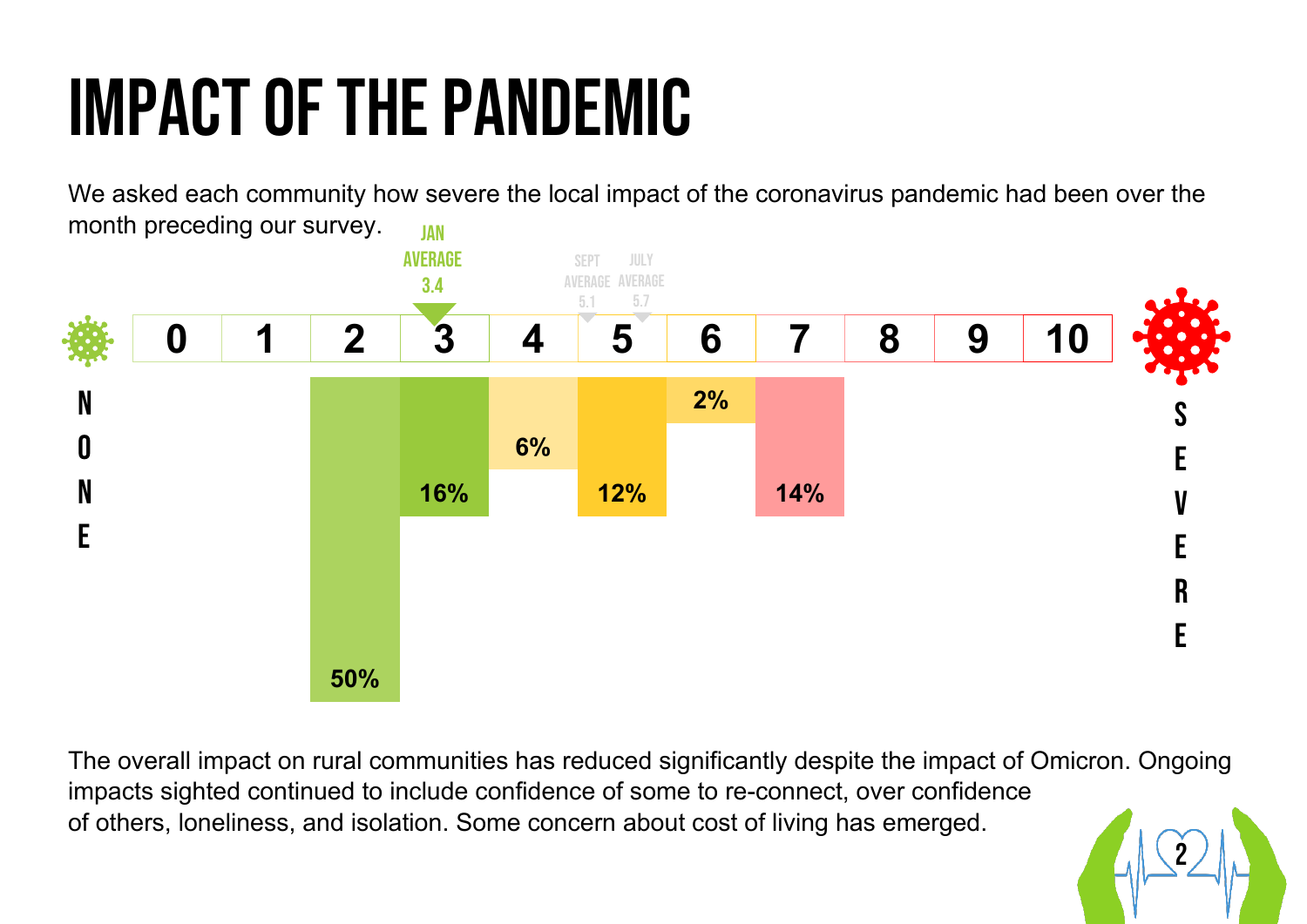# IMPACT OF THE PANDEMIC

We asked each community how severe the local impact of the coronavirus pandemic had been over the month preceding our survey.

JAN AVERAGE 3.4

SEPT AVERAGE 5.1

JULY AVERAGE 5.7

NONE — SEVERE

| 0 | 1 | 2 | 3 | 4 | 5 | 6 | 7 | 8 | 9 | 10 |
|---|---|---|---|---|---|---|---|---|---|---|
| | | 50% | 16% | 6% | 12% | 2% | 14% | | | |

The overall impact on rural communities has reduced significantly despite the impact of Omicron. Ongoing impacts sighted continued to include confidence of some to re-connect, over confidence of others, loneliness, and isolation. Some concern about cost of living has emerged.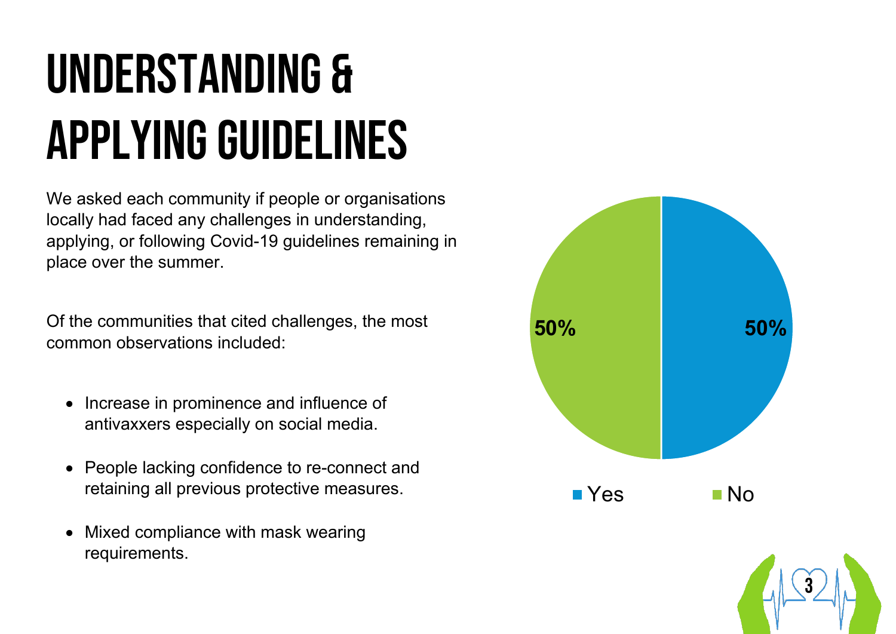# UNDERSTANDING & APPLYING GUIDELINES

We asked each community if people or organisations locally had faced any challenges in understanding, applying, or following Covid-19 guidelines remaining in place over the summer.

Of the communities that cited challenges, the most common observations included:

- Increase in prominence and influence of antivaxxers especially on social media.
- People lacking confidence to re-connect and retaining all previous protective measures.
- Mixed compliance with mask wearing requirements.

| Response | Percentage |
|---|---|
| Yes | 50% |
| No | 50% |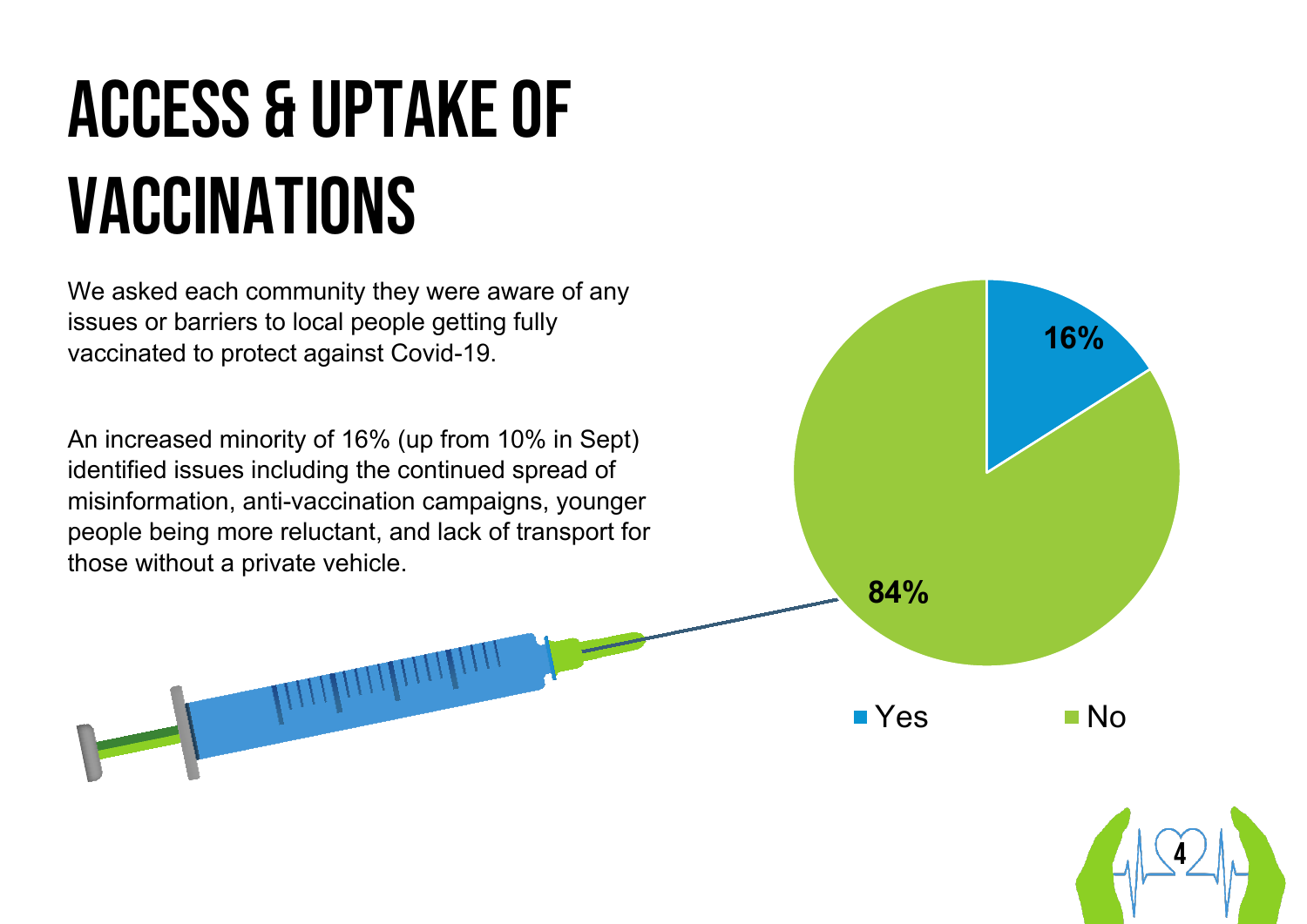# ACCESS & UPTAKE OF VACCINATIONS

We asked each community they were aware of any issues or barriers to local people getting fully vaccinated to protect against Covid-19.

An increased minority of 16% (up from 10% in Sept) identified issues including the continued spread of misinformation, anti-vaccination campaigns, younger people being more reluctant, and lack of transport for those without a private vehicle.

| Response | Percentage |
| --- | --- |
| Yes | 16% |
| No | 84% |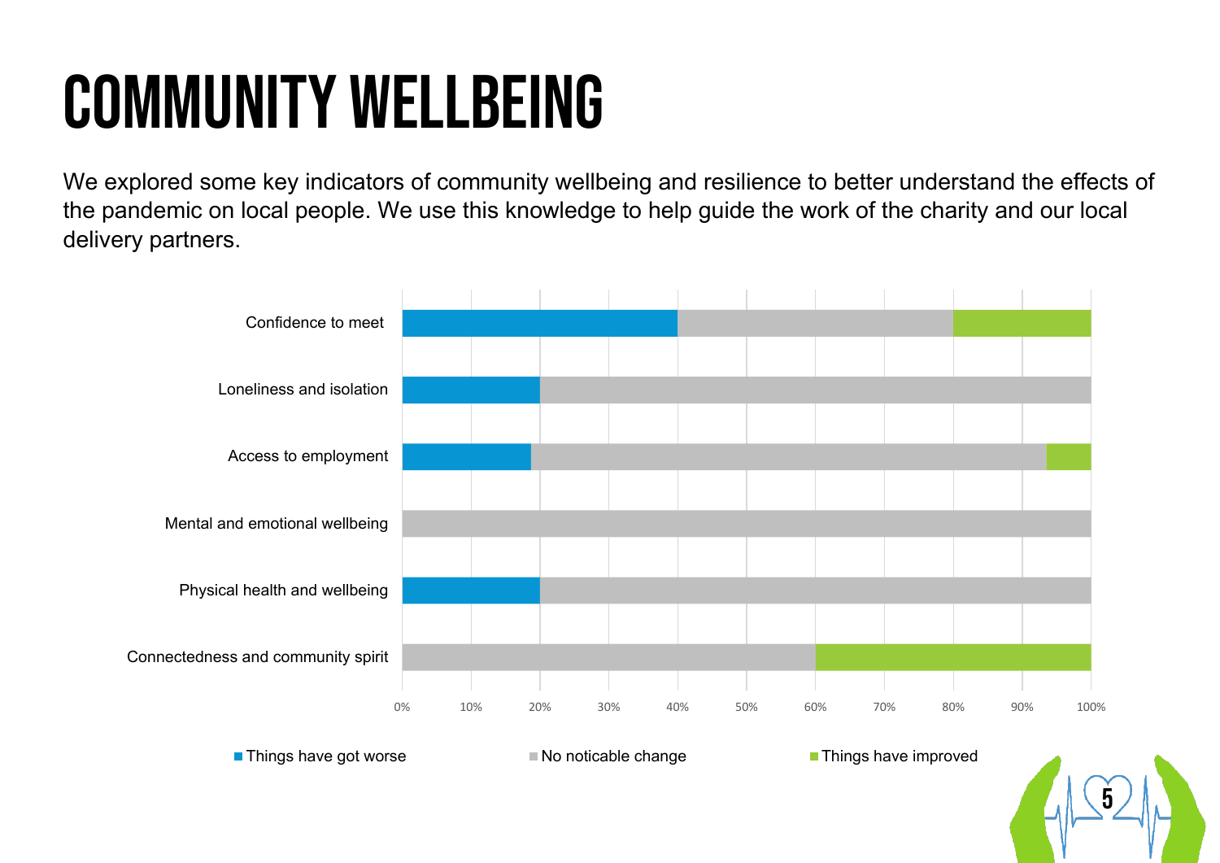# COMMUNITY WELLBEING

We explored some key indicators of community wellbeing and resilience to better understand the effects of the pandemic on local people. We use this knowledge to help guide the work of the charity and our local delivery partners.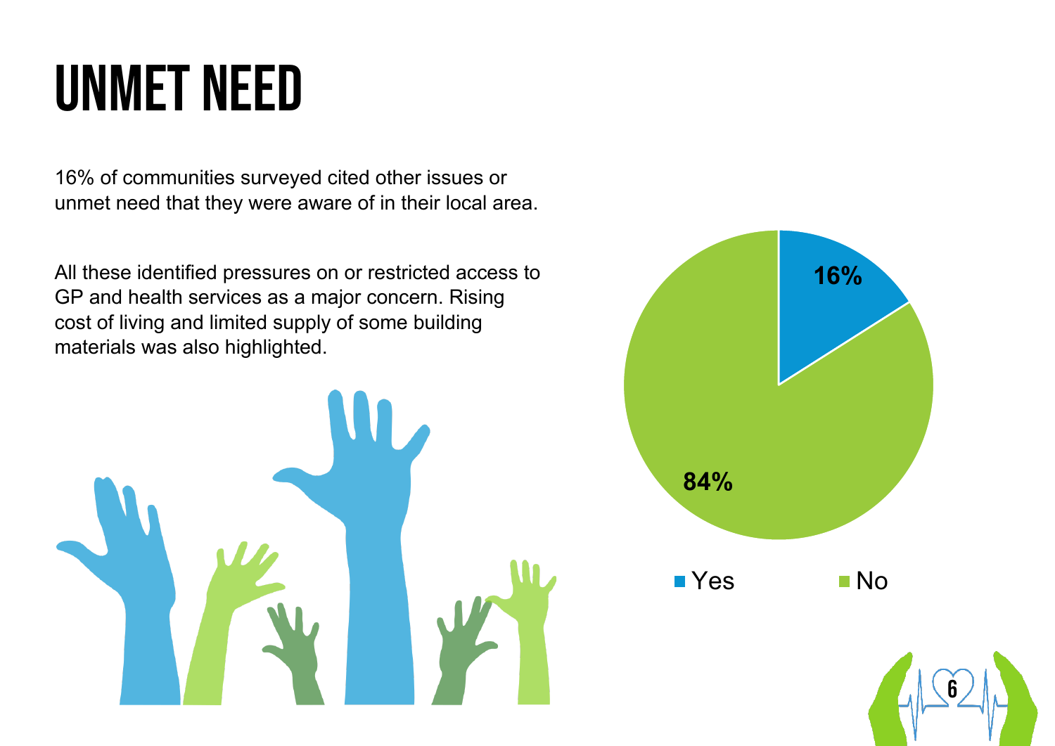# UNMET NEED

16% of communities surveyed cited other issues or unmet need that they were aware of in their local area.

All these identified pressures on or restricted access to GP and health services as a major concern. Rising cost of living and limited supply of some building materials was also highlighted.

| Response | Percentage |
| --- | --- |
| Yes | 16% |
| No | 84% |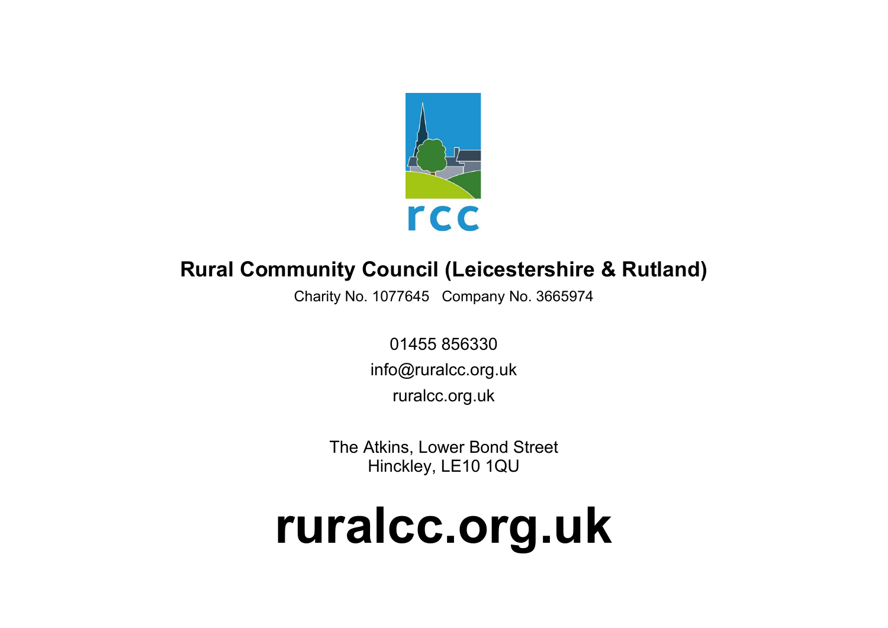rcc

**Rural Community Council (Leicestershire & Rutland)**

Charity No. 1077645   Company No. 3665974

01455 856330

info@ruralcc.org.uk

ruralcc.org.uk

The Atkins, Lower Bond Street
Hinckley, LE10 1QU

# ruralcc.org.uk